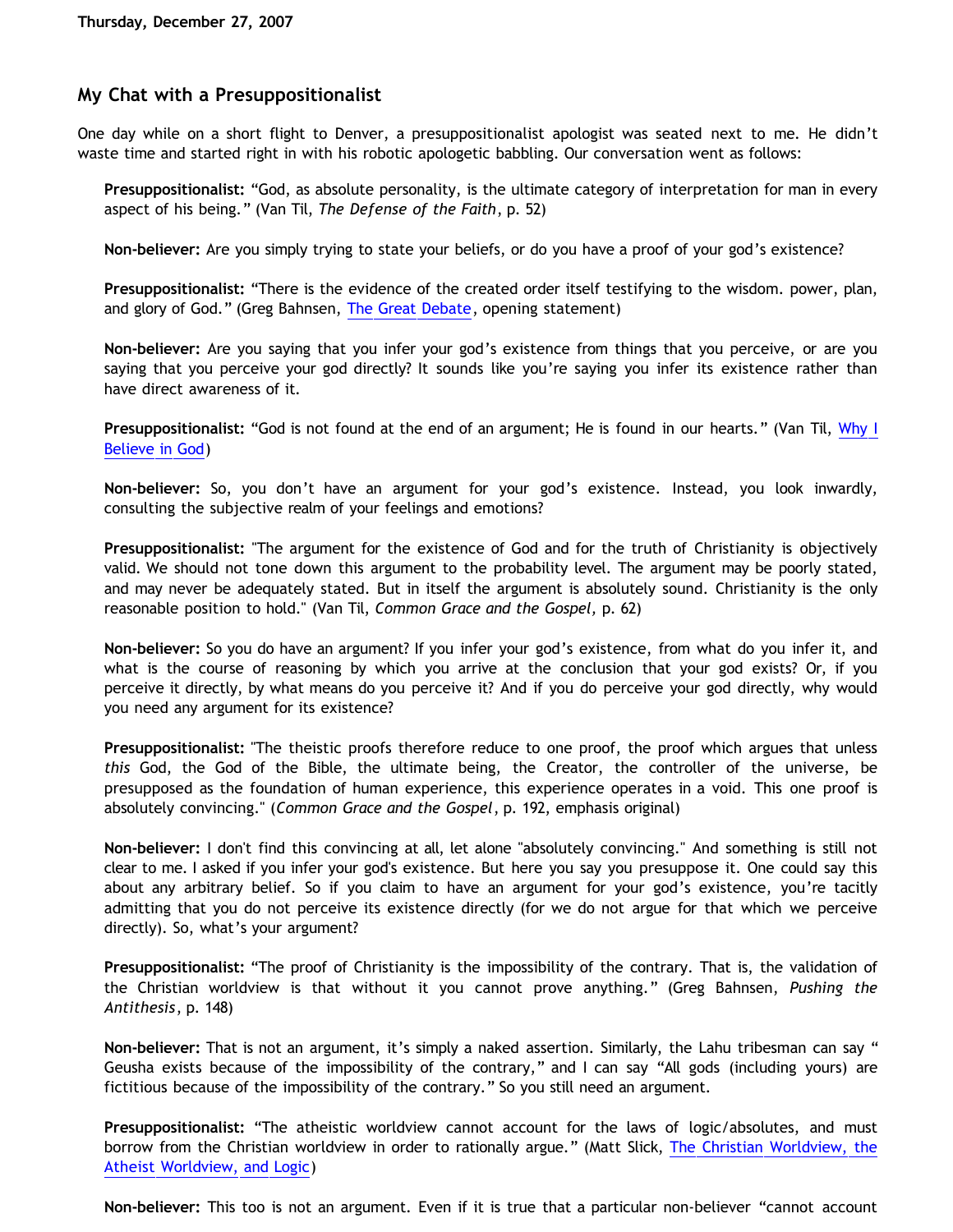Thursday, December 27, 2007

## My Chat with a Presuppositionalist

One day while on a short flight to Denver, a presuppositionalist apologist was seated next to me. He didn't waste time and started right in with his robotic apologetic babbling. Our conversation went as follows:

> **Presuppositionalist:** "God, as absolute personality, is the ultimate category of interpretation for man in every aspect of his being." (Van Til, *The Defense of the Faith*, p. 52)
>
> **Non-believer:** Are you simply trying to state your beliefs, or do you have a proof of your god's existence?
>
> **Presuppositionalist:** "There is the evidence of the created order itself testifying to the wisdom. power, plan, and glory of God." (Greg Bahnsen, The Great Debate, opening statement)
>
> **Non-believer:** Are you saying that you infer your god's existence from things that you perceive, or are you saying that you perceive your god directly? It sounds like you're saying you infer its existence rather than have direct awareness of it.
>
> **Presuppositionalist:** "God is not found at the end of an argument; He is found in our hearts." (Van Til, Why I Believe in God)
>
> **Non-believer:** So, you don't have an argument for your god's existence. Instead, you look inwardly, consulting the subjective realm of your feelings and emotions?
>
> **Presuppositionalist:** "The argument for the existence of God and for the truth of Christianity is objectively valid. We should not tone down this argument to the probability level. The argument may be poorly stated, and may never be adequately stated. But in itself the argument is absolutely sound. Christianity is the only reasonable position to hold." (Van Til, *Common Grace and the Gospel*, p. 62)
>
> **Non-believer:** So you do have an argument? If you infer your god's existence, from what do you infer it, and what is the course of reasoning by which you arrive at the conclusion that your god exists? Or, if you perceive it directly, by what means do you perceive it? And if you do perceive your god directly, why would you need any argument for its existence?
>
> **Presuppositionalist:** "The theistic proofs therefore reduce to one proof, the proof which argues that unless *this* God, the God of the Bible, the ultimate being, the Creator, the controller of the universe, be presupposed as the foundation of human experience, this experience operates in a void. This one proof is absolutely convincing." (*Common Grace and the Gospel*, p. 192, emphasis original)
>
> **Non-believer:** I don't find this convincing at all, let alone "absolutely convincing." And something is still not clear to me. I asked if you infer your god's existence. But here you say you presuppose it. One could say this about any arbitrary belief. So if you claim to have an argument for your god's existence, you're tacitly admitting that you do not perceive its existence directly (for we do not argue for that which we perceive directly). So, what's your argument?
>
> **Presuppositionalist:** "The proof of Christianity is the impossibility of the contrary. That is, the validation of the Christian worldview is that without it you cannot prove anything." (Greg Bahnsen, *Pushing the Antithesis*, p. 148)
>
> **Non-believer:** That is not an argument, it's simply a naked assertion. Similarly, the Lahu tribesman can say " Geusha exists because of the impossibility of the contrary," and I can say "All gods (including yours) are fictitious because of the impossibility of the contrary." So you still need an argument.
>
> **Presuppositionalist:** "The atheistic worldview cannot account for the laws of logic/absolutes, and must borrow from the Christian worldview in order to rationally argue." (Matt Slick, The Christian Worldview, the Atheist Worldview, and Logic)
>
> **Non-believer:** This too is not an argument. Even if it is true that a particular non-believer "cannot account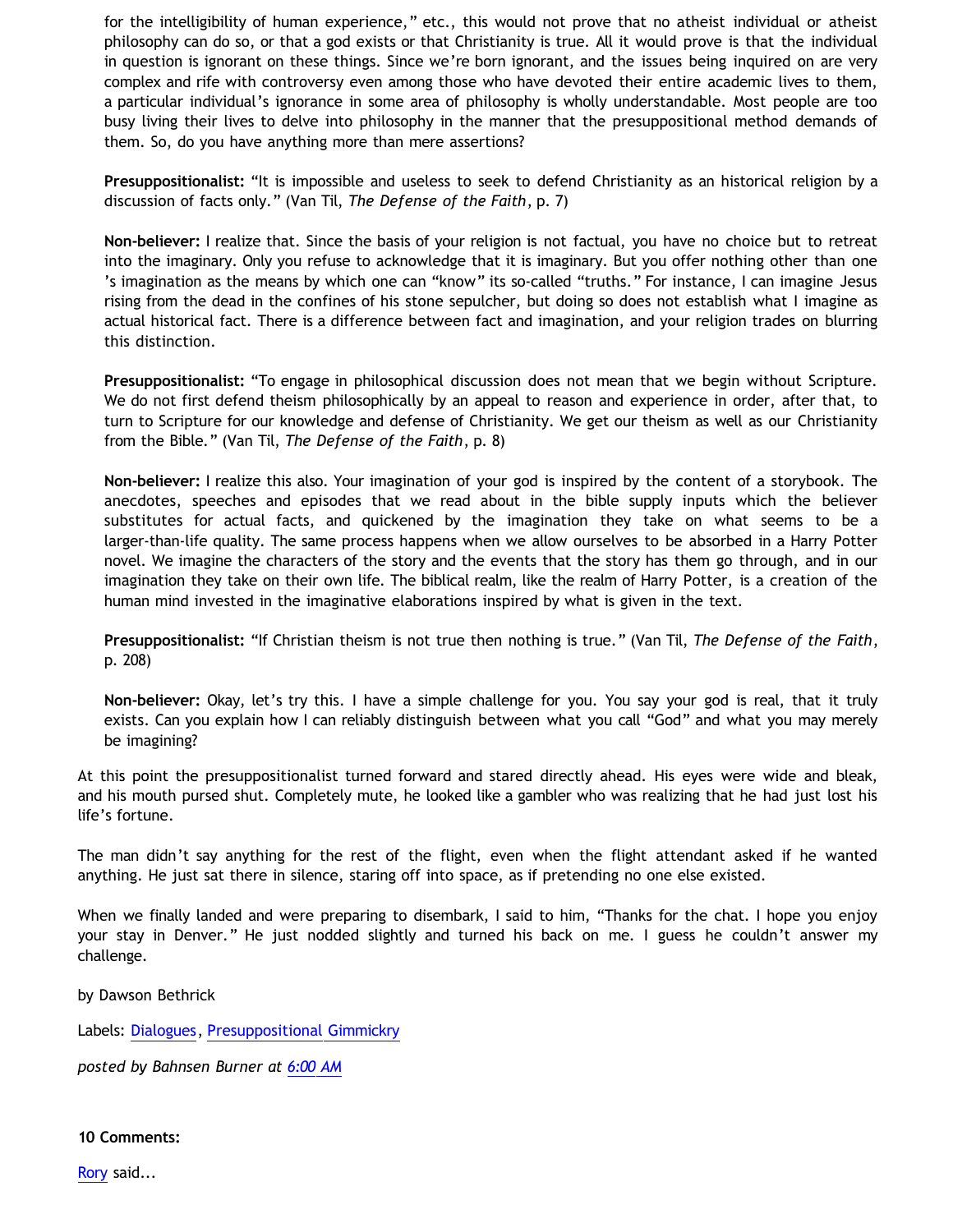for the intelligibility of human experience," etc., this would not prove that no atheist individual or atheist philosophy can do so, or that a god exists or that Christianity is true. All it would prove is that the individual in question is ignorant on these things. Since we're born ignorant, and the issues being inquired on are very complex and rife with controversy even among those who have devoted their entire academic lives to them, a particular individual's ignorance in some area of philosophy is wholly understandable. Most people are too busy living their lives to delve into philosophy in the manner that the presuppositional method demands of them. So, do you have anything more than mere assertions?

**Presuppositionalist:** "It is impossible and useless to seek to defend Christianity as an historical religion by a discussion of facts only." (Van Til, *The Defense of the Faith*, p. 7)

**Non-believer:** I realize that. Since the basis of your religion is not factual, you have no choice but to retreat into the imaginary. Only you refuse to acknowledge that it is imaginary. But you offer nothing other than one 's imagination as the means by which one can "know" its so-called "truths." For instance, I can imagine Jesus rising from the dead in the confines of his stone sepulcher, but doing so does not establish what I imagine as actual historical fact. There is a difference between fact and imagination, and your religion trades on blurring this distinction.

**Presuppositionalist:** "To engage in philosophical discussion does not mean that we begin without Scripture. We do not first defend theism philosophically by an appeal to reason and experience in order, after that, to turn to Scripture for our knowledge and defense of Christianity. We get our theism as well as our Christianity from the Bible." (Van Til, *The Defense of the Faith*, p. 8)

**Non-believer:** I realize this also. Your imagination of your god is inspired by the content of a storybook. The anecdotes, speeches and episodes that we read about in the bible supply inputs which the believer substitutes for actual facts, and quickened by the imagination they take on what seems to be a larger-than-life quality. The same process happens when we allow ourselves to be absorbed in a Harry Potter novel. We imagine the characters of the story and the events that the story has them go through, and in our imagination they take on their own life. The biblical realm, like the realm of Harry Potter, is a creation of the human mind invested in the imaginative elaborations inspired by what is given in the text.

**Presuppositionalist:** "If Christian theism is not true then nothing is true." (Van Til, *The Defense of the Faith*, p. 208)

**Non-believer:** Okay, let's try this. I have a simple challenge for you. You say your god is real, that it truly exists. Can you explain how I can reliably distinguish between what you call "God" and what you may merely be imagining?

At this point the presuppositionalist turned forward and stared directly ahead. His eyes were wide and bleak, and his mouth pursed shut. Completely mute, he looked like a gambler who was realizing that he had just lost his life's fortune.

The man didn't say anything for the rest of the flight, even when the flight attendant asked if he wanted anything. He just sat there in silence, staring off into space, as if pretending no one else existed.

When we finally landed and were preparing to disembark, I said to him, "Thanks for the chat. I hope you enjoy your stay in Denver." He just nodded slightly and turned his back on me. I guess he couldn't answer my challenge.

by Dawson Bethrick

Labels: Dialogues, Presuppositional Gimmickry

*posted by Bahnsen Burner at 6:00 AM*

**10 Comments:**

Rory said...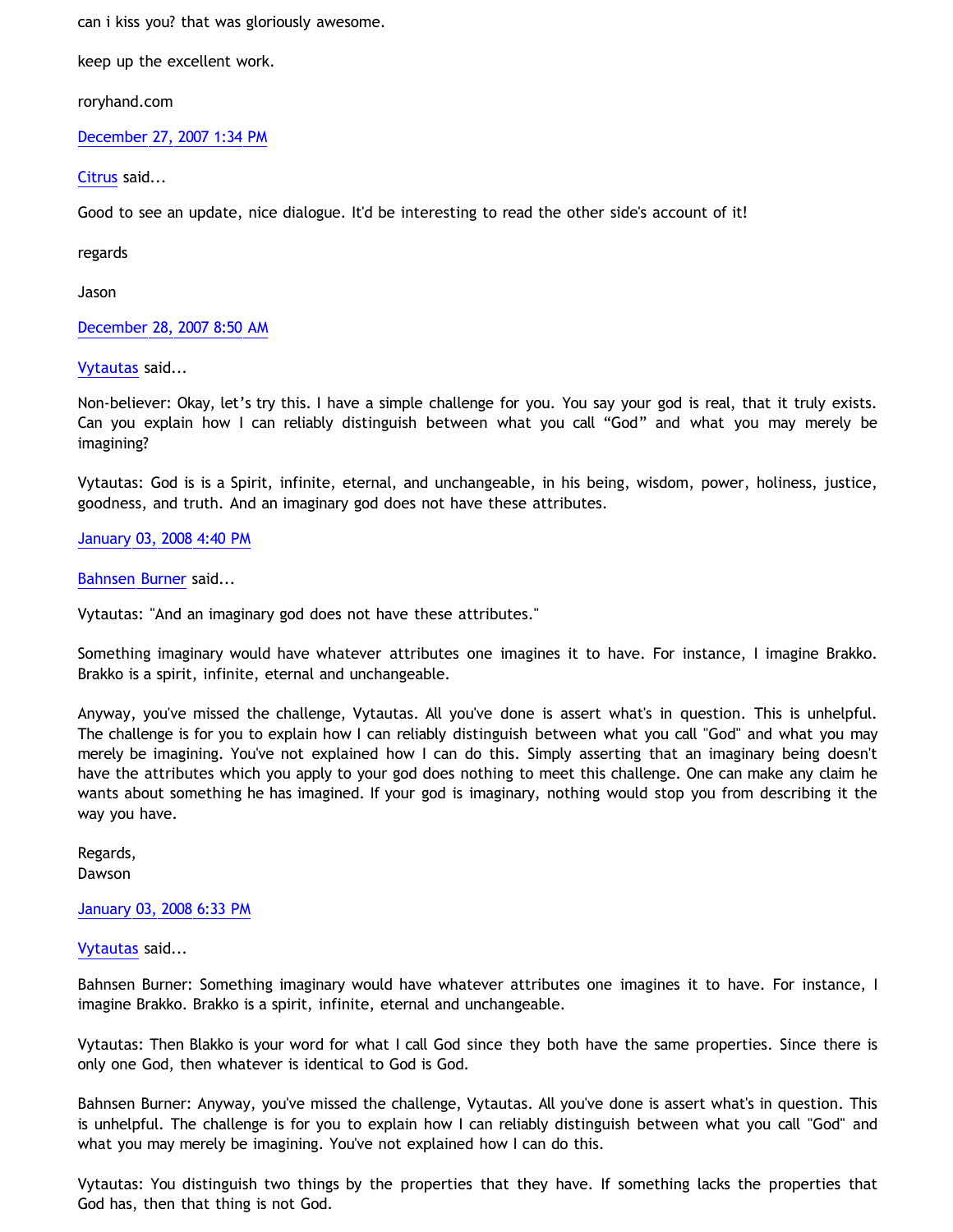can i kiss you? that was gloriously awesome.

keep up the excellent work.

roryhand.com

December 27, 2007 1:34 PM

Citrus said...

Good to see an update, nice dialogue. It'd be interesting to read the other side's account of it!

regards

Jason

December 28, 2007 8:50 AM

Vytautas said...

Non-believer: Okay, let's try this. I have a simple challenge for you. You say your god is real, that it truly exists. Can you explain how I can reliably distinguish between what you call "God" and what you may merely be imagining?

Vytautas: God is is a Spirit, infinite, eternal, and unchangeable, in his being, wisdom, power, holiness, justice, goodness, and truth. And an imaginary god does not have these attributes.

January 03, 2008 4:40 PM

Bahnsen Burner said...

Vytautas: "And an imaginary god does not have these attributes."

Something imaginary would have whatever attributes one imagines it to have. For instance, I imagine Brakko. Brakko is a spirit, infinite, eternal and unchangeable.

Anyway, you've missed the challenge, Vytautas. All you've done is assert what's in question. This is unhelpful. The challenge is for you to explain how I can reliably distinguish between what you call "God" and what you may merely be imagining. You've not explained how I can do this. Simply asserting that an imaginary being doesn't have the attributes which you apply to your god does nothing to meet this challenge. One can make any claim he wants about something he has imagined. If your god is imaginary, nothing would stop you from describing it the way you have.

Regards,
Dawson

January 03, 2008 6:33 PM

Vytautas said...

Bahnsen Burner: Something imaginary would have whatever attributes one imagines it to have. For instance, I imagine Brakko. Brakko is a spirit, infinite, eternal and unchangeable.

Vytautas: Then Blakko is your word for what I call God since they both have the same properties. Since there is only one God, then whatever is identical to God is God.

Bahnsen Burner: Anyway, you've missed the challenge, Vytautas. All you've done is assert what's in question. This is unhelpful. The challenge is for you to explain how I can reliably distinguish between what you call "God" and what you may merely be imagining. You've not explained how I can do this.

Vytautas: You distinguish two things by the properties that they have. If something lacks the properties that God has, then that thing is not God.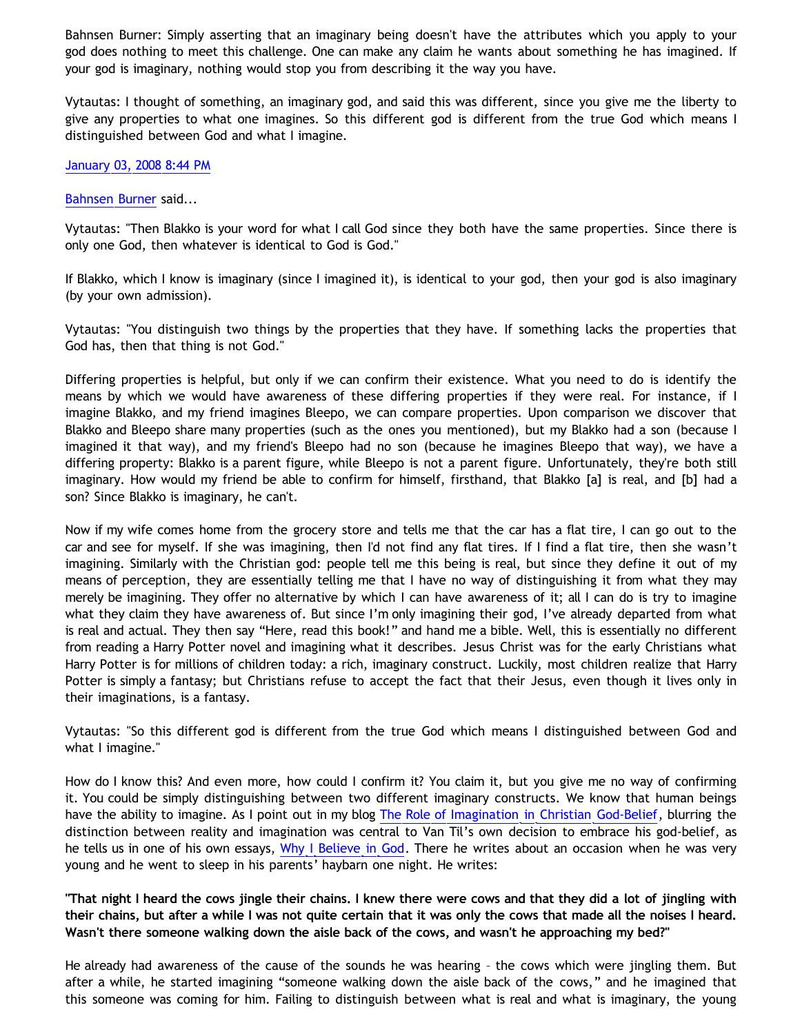Bahnsen Burner: Simply asserting that an imaginary being doesn't have the attributes which you apply to your god does nothing to meet this challenge. One can make any claim he wants about something he has imagined. If your god is imaginary, nothing would stop you from describing it the way you have.

Vytautas: I thought of something, an imaginary god, and said this was different, since you give me the liberty to give any properties to what one imagines. So this different god is different from the true God which means I distinguished between God and what I imagine.

January 03, 2008 8:44 PM

Bahnsen Burner said...

Vytautas: "Then Blakko is your word for what I call God since they both have the same properties. Since there is only one God, then whatever is identical to God is God."

If Blakko, which I know is imaginary (since I imagined it), is identical to your god, then your god is also imaginary (by your own admission).

Vytautas: "You distinguish two things by the properties that they have. If something lacks the properties that God has, then that thing is not God."

Differing properties is helpful, but only if we can confirm their existence. What you need to do is identify the means by which we would have awareness of these differing properties if they were real. For instance, if I imagine Blakko, and my friend imagines Bleepo, we can compare properties. Upon comparison we discover that Blakko and Bleepo share many properties (such as the ones you mentioned), but my Blakko had a son (because I imagined it that way), and my friend's Bleepo had no son (because he imagines Bleepo that way), we have a differing property: Blakko is a parent figure, while Bleepo is not a parent figure. Unfortunately, they're both still imaginary. How would my friend be able to confirm for himself, firsthand, that Blakko [a] is real, and [b] had a son? Since Blakko is imaginary, he can't.

Now if my wife comes home from the grocery store and tells me that the car has a flat tire, I can go out to the car and see for myself. If she was imagining, then I'd not find any flat tires. If I find a flat tire, then she wasn't imagining. Similarly with the Christian god: people tell me this being is real, but since they define it out of my means of perception, they are essentially telling me that I have no way of distinguishing it from what they may merely be imagining. They offer no alternative by which I can have awareness of it; all I can do is try to imagine what they claim they have awareness of. But since I'm only imagining their god, I've already departed from what is real and actual. They then say "Here, read this book!" and hand me a bible. Well, this is essentially no different from reading a Harry Potter novel and imagining what it describes. Jesus Christ was for the early Christians what Harry Potter is for millions of children today: a rich, imaginary construct. Luckily, most children realize that Harry Potter is simply a fantasy; but Christians refuse to accept the fact that their Jesus, even though it lives only in their imaginations, is a fantasy.

Vytautas: "So this different god is different from the true God which means I distinguished between God and what I imagine."

How do I know this? And even more, how could I confirm it? You claim it, but you give me no way of confirming it. You could be simply distinguishing between two different imaginary constructs. We know that human beings have the ability to imagine. As I point out in my blog The Role of Imagination in Christian God-Belief, blurring the distinction between reality and imagination was central to Van Til's own decision to embrace his god-belief, as he tells us in one of his own essays, Why I Believe in God. There he writes about an occasion when he was very young and he went to sleep in his parents' haybarn one night. He writes:

**"That night I heard the cows jingle their chains. I knew there were cows and that they did a lot of jingling with their chains, but after a while I was not quite certain that it was only the cows that made all the noises I heard. Wasn't there someone walking down the aisle back of the cows, and wasn't he approaching my bed?"**

He already had awareness of the cause of the sounds he was hearing – the cows which were jingling them. But after a while, he started imagining "someone walking down the aisle back of the cows," and he imagined that this someone was coming for him. Failing to distinguish between what is real and what is imaginary, the young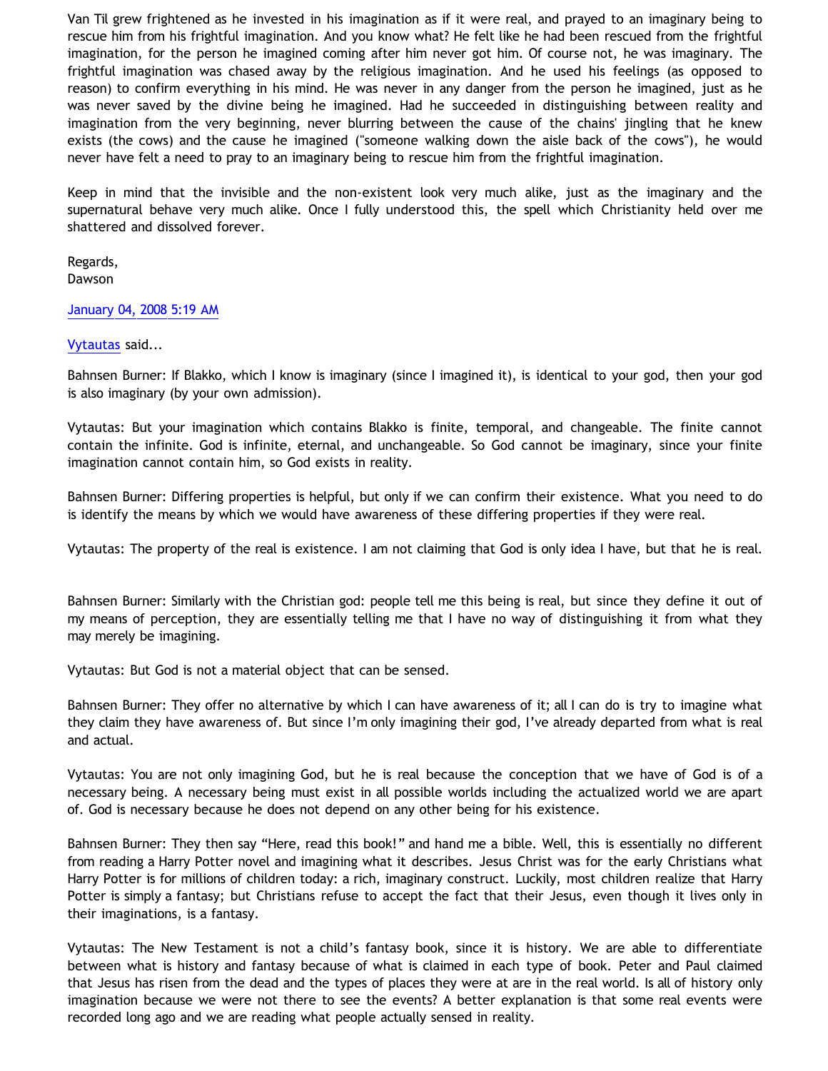Van Til grew frightened as he invested in his imagination as if it were real, and prayed to an imaginary being to rescue him from his frightful imagination. And you know what? He felt like he had been rescued from the frightful imagination, for the person he imagined coming after him never got him. Of course not, he was imaginary. The frightful imagination was chased away by the religious imagination. And he used his feelings (as opposed to reason) to confirm everything in his mind. He was never in any danger from the person he imagined, just as he was never saved by the divine being he imagined. Had he succeeded in distinguishing between reality and imagination from the very beginning, never blurring between the cause of the chains' jingling that he knew exists (the cows) and the cause he imagined ("someone walking down the aisle back of the cows"), he would never have felt a need to pray to an imaginary being to rescue him from the frightful imagination.

Keep in mind that the invisible and the non-existent look very much alike, just as the imaginary and the supernatural behave very much alike. Once I fully understood this, the spell which Christianity held over me shattered and dissolved forever.

Regards,
Dawson

January 04, 2008 5:19 AM

Vytautas said...

Bahnsen Burner: If Blakko, which I know is imaginary (since I imagined it), is identical to your god, then your god is also imaginary (by your own admission).

Vytautas: But your imagination which contains Blakko is finite, temporal, and changeable. The finite cannot contain the infinite. God is infinite, eternal, and unchangeable. So God cannot be imaginary, since your finite imagination cannot contain him, so God exists in reality.

Bahnsen Burner: Differing properties is helpful, but only if we can confirm their existence. What you need to do is identify the means by which we would have awareness of these differing properties if they were real.

Vytautas: The property of the real is existence. I am not claiming that God is only idea I have, but that he is real.

Bahnsen Burner: Similarly with the Christian god: people tell me this being is real, but since they define it out of my means of perception, they are essentially telling me that I have no way of distinguishing it from what they may merely be imagining.

Vytautas: But God is not a material object that can be sensed.

Bahnsen Burner: They offer no alternative by which I can have awareness of it; all I can do is try to imagine what they claim they have awareness of. But since I'm only imagining their god, I've already departed from what is real and actual.

Vytautas: You are not only imagining God, but he is real because the conception that we have of God is of a necessary being. A necessary being must exist in all possible worlds including the actualized world we are apart of. God is necessary because he does not depend on any other being for his existence.

Bahnsen Burner: They then say "Here, read this book!" and hand me a bible. Well, this is essentially no different from reading a Harry Potter novel and imagining what it describes. Jesus Christ was for the early Christians what Harry Potter is for millions of children today: a rich, imaginary construct. Luckily, most children realize that Harry Potter is simply a fantasy; but Christians refuse to accept the fact that their Jesus, even though it lives only in their imaginations, is a fantasy.

Vytautas: The New Testament is not a child's fantasy book, since it is history. We are able to differentiate between what is history and fantasy because of what is claimed in each type of book. Peter and Paul claimed that Jesus has risen from the dead and the types of places they were at are in the real world. Is all of history only imagination because we were not there to see the events? A better explanation is that some real events were recorded long ago and we are reading what people actually sensed in reality.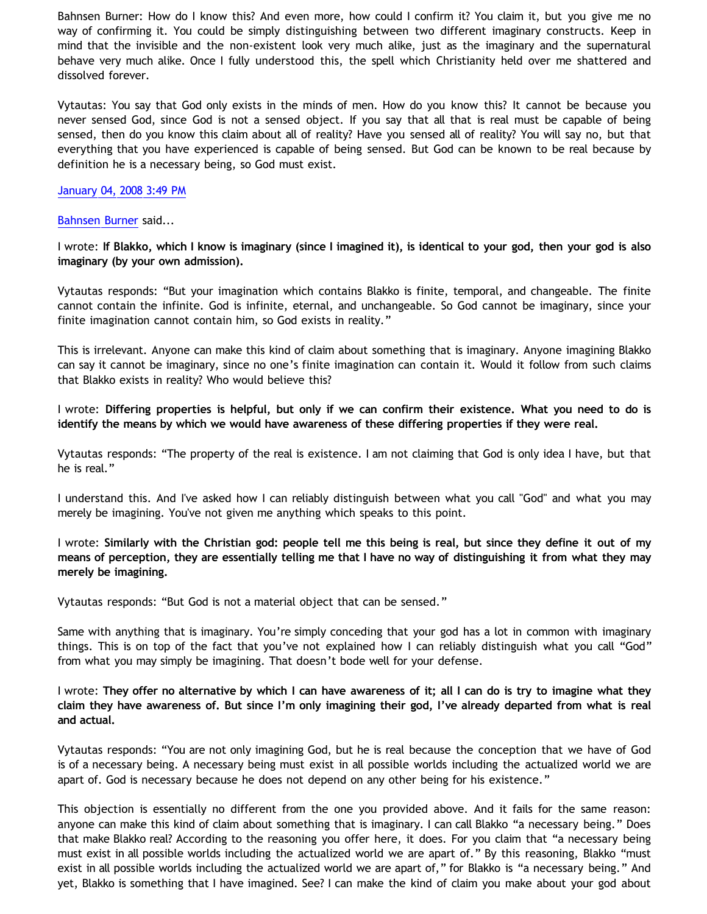Bahnsen Burner: How do I know this? And even more, how could I confirm it? You claim it, but you give me no way of confirming it. You could be simply distinguishing between two different imaginary constructs. Keep in mind that the invisible and the non-existent look very much alike, just as the imaginary and the supernatural behave very much alike. Once I fully understood this, the spell which Christianity held over me shattered and dissolved forever.

Vytautas: You say that God only exists in the minds of men. How do you know this? It cannot be because you never sensed God, since God is not a sensed object. If you say that all that is real must be capable of being sensed, then do you know this claim about all of reality? Have you sensed all of reality? You will say no, but that everything that you have experienced is capable of being sensed. But God can be known to be real because by definition he is a necessary being, so God must exist.

January 04, 2008 3:49 PM

Bahnsen Burner said...

I wrote: **If Blakko, which I know is imaginary (since I imagined it), is identical to your god, then your god is also imaginary (by your own admission).**

Vytautas responds: "But your imagination which contains Blakko is finite, temporal, and changeable. The finite cannot contain the infinite. God is infinite, eternal, and unchangeable. So God cannot be imaginary, since your finite imagination cannot contain him, so God exists in reality."

This is irrelevant. Anyone can make this kind of claim about something that is imaginary. Anyone imagining Blakko can say it cannot be imaginary, since no one's finite imagination can contain it. Would it follow from such claims that Blakko exists in reality? Who would believe this?

I wrote: **Differing properties is helpful, but only if we can confirm their existence. What you need to do is identify the means by which we would have awareness of these differing properties if they were real.**

Vytautas responds: "The property of the real is existence. I am not claiming that God is only idea I have, but that he is real."

I understand this. And I've asked how I can reliably distinguish between what you call "God" and what you may merely be imagining. You've not given me anything which speaks to this point.

I wrote: **Similarly with the Christian god: people tell me this being is real, but since they define it out of my means of perception, they are essentially telling me that I have no way of distinguishing it from what they may merely be imagining.**

Vytautas responds: "But God is not a material object that can be sensed."

Same with anything that is imaginary. You're simply conceding that your god has a lot in common with imaginary things. This is on top of the fact that you've not explained how I can reliably distinguish what you call "God" from what you may simply be imagining. That doesn't bode well for your defense.

I wrote: **They offer no alternative by which I can have awareness of it; all I can do is try to imagine what they claim they have awareness of. But since I'm only imagining their god, I've already departed from what is real and actual.**

Vytautas responds: "You are not only imagining God, but he is real because the conception that we have of God is of a necessary being. A necessary being must exist in all possible worlds including the actualized world we are apart of. God is necessary because he does not depend on any other being for his existence."

This objection is essentially no different from the one you provided above. And it fails for the same reason: anyone can make this kind of claim about something that is imaginary. I can call Blakko "a necessary being." Does that make Blakko real? According to the reasoning you offer here, it does. For you claim that "a necessary being must exist in all possible worlds including the actualized world we are apart of." By this reasoning, Blakko "must exist in all possible worlds including the actualized world we are apart of," for Blakko is "a necessary being." And yet, Blakko is something that I have imagined. See? I can make the kind of claim you make about your god about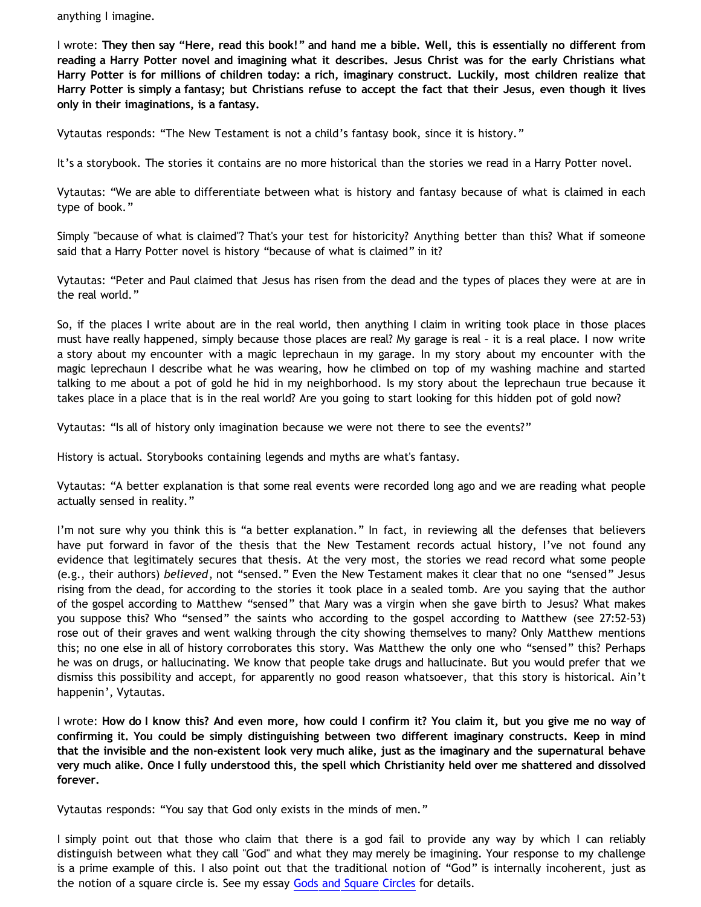anything I imagine.

I wrote: **They then say "Here, read this book!" and hand me a bible. Well, this is essentially no different from reading a Harry Potter novel and imagining what it describes. Jesus Christ was for the early Christians what Harry Potter is for millions of children today: a rich, imaginary construct. Luckily, most children realize that Harry Potter is simply a fantasy; but Christians refuse to accept the fact that their Jesus, even though it lives only in their imaginations, is a fantasy.**

Vytautas responds: "The New Testament is not a child's fantasy book, since it is history."

It's a storybook. The stories it contains are no more historical than the stories we read in a Harry Potter novel.

Vytautas: "We are able to differentiate between what is history and fantasy because of what is claimed in each type of book."

Simply "because of what is claimed"? That's your test for historicity? Anything better than this? What if someone said that a Harry Potter novel is history "because of what is claimed" in it?

Vytautas: "Peter and Paul claimed that Jesus has risen from the dead and the types of places they were at are in the real world."

So, if the places I write about are in the real world, then anything I claim in writing took place in those places must have really happened, simply because those places are real? My garage is real – it is a real place. I now write a story about my encounter with a magic leprechaun in my garage. In my story about my encounter with the magic leprechaun I describe what he was wearing, how he climbed on top of my washing machine and started talking to me about a pot of gold he hid in my neighborhood. Is my story about the leprechaun true because it takes place in a place that is in the real world? Are you going to start looking for this hidden pot of gold now?

Vytautas: "Is all of history only imagination because we were not there to see the events?"

History is actual. Storybooks containing legends and myths are what's fantasy.

Vytautas: "A better explanation is that some real events were recorded long ago and we are reading what people actually sensed in reality."

I'm not sure why you think this is "a better explanation." In fact, in reviewing all the defenses that believers have put forward in favor of the thesis that the New Testament records actual history, I've not found any evidence that legitimately secures that thesis. At the very most, the stories we read record what some people (e.g., their authors) *believed*, not "sensed." Even the New Testament makes it clear that no one "sensed" Jesus rising from the dead, for according to the stories it took place in a sealed tomb. Are you saying that the author of the gospel according to Matthew "sensed" that Mary was a virgin when she gave birth to Jesus? What makes you suppose this? Who "sensed" the saints who according to the gospel according to Matthew (see 27:52-53) rose out of their graves and went walking through the city showing themselves to many? Only Matthew mentions this; no one else in all of history corroborates this story. Was Matthew the only one who "sensed" this? Perhaps he was on drugs, or hallucinating. We know that people take drugs and hallucinate. But you would prefer that we dismiss this possibility and accept, for apparently no good reason whatsoever, that this story is historical. Ain't happenin', Vytautas.

I wrote: **How do I know this? And even more, how could I confirm it? You claim it, but you give me no way of confirming it. You could be simply distinguishing between two different imaginary constructs. Keep in mind that the invisible and the non-existent look very much alike, just as the imaginary and the supernatural behave very much alike. Once I fully understood this, the spell which Christianity held over me shattered and dissolved forever.**

Vytautas responds: "You say that God only exists in the minds of men."

I simply point out that those who claim that there is a god fail to provide any way by which I can reliably distinguish between what they call "God" and what they may merely be imagining. Your response to my challenge is a prime example of this. I also point out that the traditional notion of "God" is internally incoherent, just as the notion of a square circle is. See my essay [Gods and Square Circles] for details.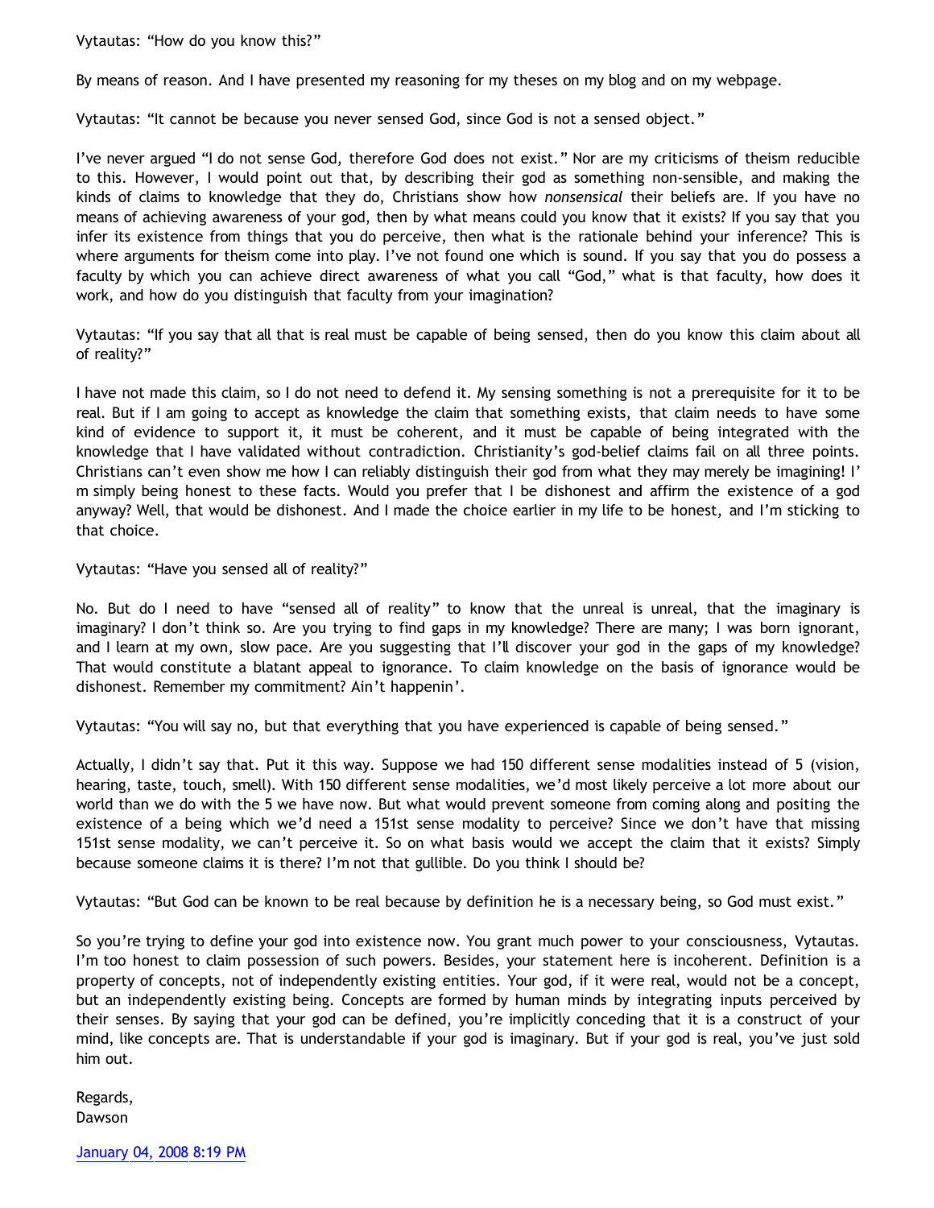Vytautas: "How do you know this?"

By means of reason. And I have presented my reasoning for my theses on my blog and on my webpage.

Vytautas: "It cannot be because you never sensed God, since God is not a sensed object."

I've never argued "I do not sense God, therefore God does not exist." Nor are my criticisms of theism reducible to this. However, I would point out that, by describing their god as something non-sensible, and making the kinds of claims to knowledge that they do, Christians show how *nonsensical* their beliefs are. If you have no means of achieving awareness of your god, then by what means could you know that it exists? If you say that you infer its existence from things that you do perceive, then what is the rationale behind your inference? This is where arguments for theism come into play. I've not found one which is sound. If you say that you do possess a faculty by which you can achieve direct awareness of what you call "God," what is that faculty, how does it work, and how do you distinguish that faculty from your imagination?

Vytautas: "If you say that all that is real must be capable of being sensed, then do you know this claim about all of reality?"

I have not made this claim, so I do not need to defend it. My sensing something is not a prerequisite for it to be real. But if I am going to accept as knowledge the claim that something exists, that claim needs to have some kind of evidence to support it, it must be coherent, and it must be capable of being integrated with the knowledge that I have validated without contradiction. Christianity's god-belief claims fail on all three points. Christians can't even show me how I can reliably distinguish their god from what they may merely be imagining! I'm simply being honest to these facts. Would you prefer that I be dishonest and affirm the existence of a god anyway? Well, that would be dishonest. And I made the choice earlier in my life to be honest, and I'm sticking to that choice.

Vytautas: "Have you sensed all of reality?"

No. But do I need to have "sensed all of reality" to know that the unreal is unreal, that the imaginary is imaginary? I don't think so. Are you trying to find gaps in my knowledge? There are many; I was born ignorant, and I learn at my own, slow pace. Are you suggesting that I'll discover your god in the gaps of my knowledge? That would constitute a blatant appeal to ignorance. To claim knowledge on the basis of ignorance would be dishonest. Remember my commitment? Ain't happenin'.

Vytautas: "You will say no, but that everything that you have experienced is capable of being sensed."

Actually, I didn't say that. Put it this way. Suppose we had 150 different sense modalities instead of 5 (vision, hearing, taste, touch, smell). With 150 different sense modalities, we'd most likely perceive a lot more about our world than we do with the 5 we have now. But what would prevent someone from coming along and positing the existence of a being which we'd need a 151st sense modality to perceive? Since we don't have that missing 151st sense modality, we can't perceive it. So on what basis would we accept the claim that it exists? Simply because someone claims it is there? I'm not that gullible. Do you think I should be?

Vytautas: "But God can be known to be real because by definition he is a necessary being, so God must exist."

So you're trying to define your god into existence now. You grant much power to your consciousness, Vytautas. I'm too honest to claim possession of such powers. Besides, your statement here is incoherent. Definition is a property of concepts, not of independently existing entities. Your god, if it were real, would not be a concept, but an independently existing being. Concepts are formed by human minds by integrating inputs perceived by their senses. By saying that your god can be defined, you're implicitly conceding that it is a construct of your mind, like concepts are. That is understandable if your god is imaginary. But if your god is real, you've just sold him out.

Regards,
Dawson

January 04, 2008 8:19 PM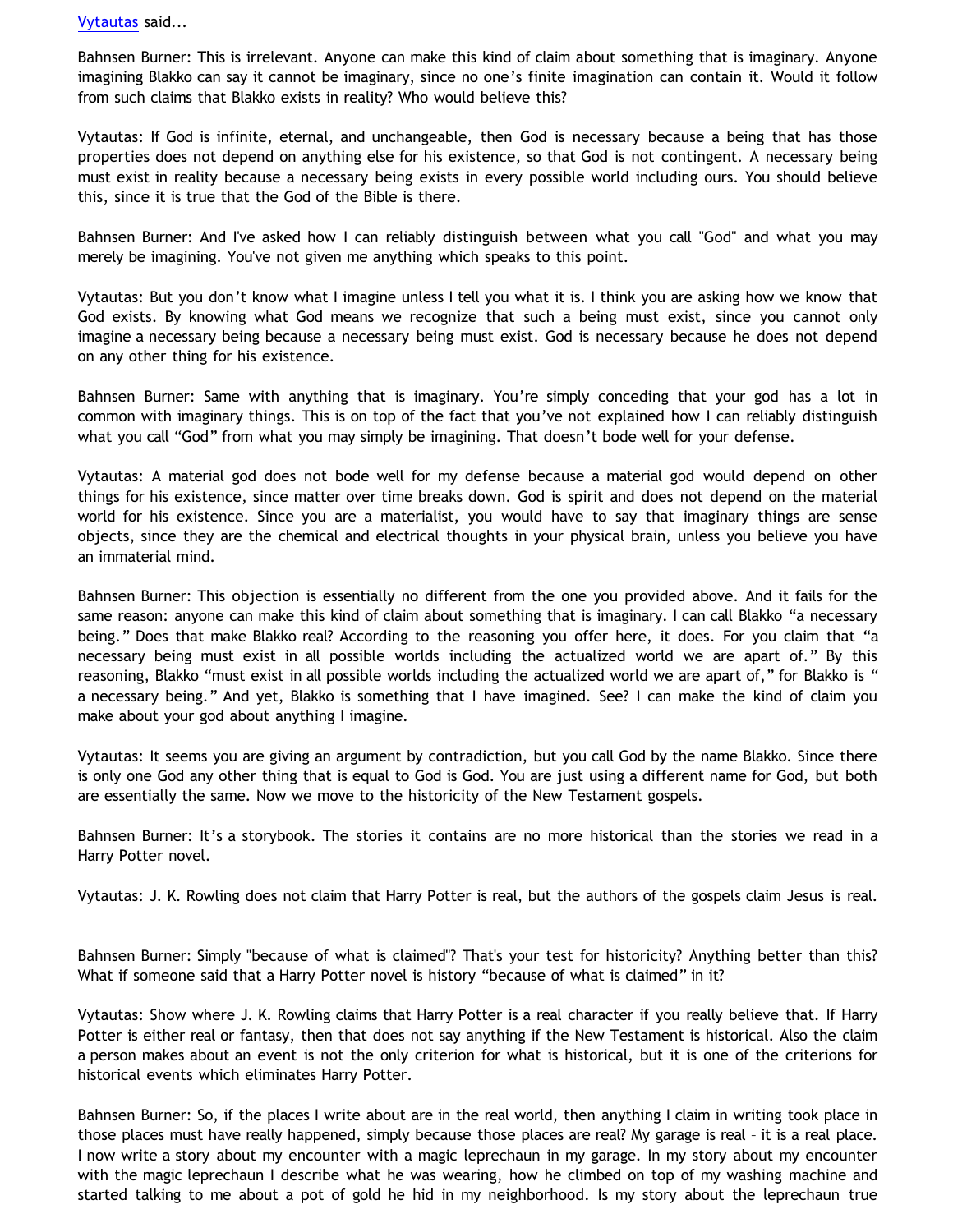Vytautas said...

Bahnsen Burner: This is irrelevant. Anyone can make this kind of claim about something that is imaginary. Anyone imagining Blakko can say it cannot be imaginary, since no one's finite imagination can contain it. Would it follow from such claims that Blakko exists in reality? Who would believe this?

Vytautas: If God is infinite, eternal, and unchangeable, then God is necessary because a being that has those properties does not depend on anything else for his existence, so that God is not contingent. A necessary being must exist in reality because a necessary being exists in every possible world including ours. You should believe this, since it is true that the God of the Bible is there.

Bahnsen Burner: And I've asked how I can reliably distinguish between what you call "God" and what you may merely be imagining. You've not given me anything which speaks to this point.

Vytautas: But you don't know what I imagine unless I tell you what it is. I think you are asking how we know that God exists. By knowing what God means we recognize that such a being must exist, since you cannot only imagine a necessary being because a necessary being must exist. God is necessary because he does not depend on any other thing for his existence.

Bahnsen Burner: Same with anything that is imaginary. You're simply conceding that your god has a lot in common with imaginary things. This is on top of the fact that you've not explained how I can reliably distinguish what you call "God" from what you may simply be imagining. That doesn't bode well for your defense.

Vytautas: A material god does not bode well for my defense because a material god would depend on other things for his existence, since matter over time breaks down. God is spirit and does not depend on the material world for his existence. Since you are a materialist, you would have to say that imaginary things are sense objects, since they are the chemical and electrical thoughts in your physical brain, unless you believe you have an immaterial mind.

Bahnsen Burner: This objection is essentially no different from the one you provided above. And it fails for the same reason: anyone can make this kind of claim about something that is imaginary. I can call Blakko "a necessary being." Does that make Blakko real? According to the reasoning you offer here, it does. For you claim that "a necessary being must exist in all possible worlds including the actualized world we are apart of." By this reasoning, Blakko "must exist in all possible worlds including the actualized world we are apart of," for Blakko is " a necessary being." And yet, Blakko is something that I have imagined. See? I can make the kind of claim you make about your god about anything I imagine.

Vytautas: It seems you are giving an argument by contradiction, but you call God by the name Blakko. Since there is only one God any other thing that is equal to God is God. You are just using a different name for God, but both are essentially the same. Now we move to the historicity of the New Testament gospels.

Bahnsen Burner: It's a storybook. The stories it contains are no more historical than the stories we read in a Harry Potter novel.

Vytautas: J. K. Rowling does not claim that Harry Potter is real, but the authors of the gospels claim Jesus is real.

Bahnsen Burner: Simply "because of what is claimed"? That's your test for historicity? Anything better than this? What if someone said that a Harry Potter novel is history "because of what is claimed" in it?

Vytautas: Show where J. K. Rowling claims that Harry Potter is a real character if you really believe that. If Harry Potter is either real or fantasy, then that does not say anything if the New Testament is historical. Also the claim a person makes about an event is not the only criterion for what is historical, but it is one of the criterions for historical events which eliminates Harry Potter.

Bahnsen Burner: So, if the places I write about are in the real world, then anything I claim in writing took place in those places must have really happened, simply because those places are real? My garage is real – it is a real place. I now write a story about my encounter with a magic leprechaun in my garage. In my story about my encounter with the magic leprechaun I describe what he was wearing, how he climbed on top of my washing machine and started talking to me about a pot of gold he hid in my neighborhood. Is my story about the leprechaun true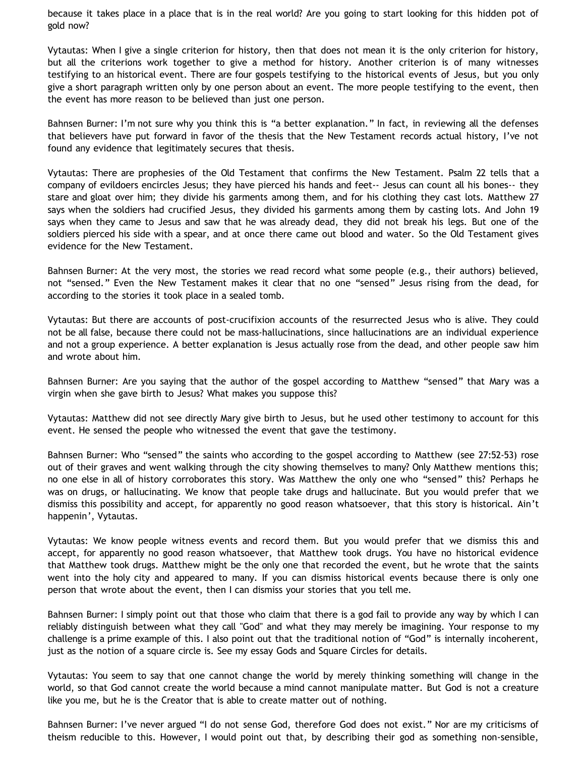because it takes place in a place that is in the real world? Are you going to start looking for this hidden pot of gold now?

Vytautas: When I give a single criterion for history, then that does not mean it is the only criterion for history, but all the criterions work together to give a method for history. Another criterion is of many witnesses testifying to an historical event. There are four gospels testifying to the historical events of Jesus, but you only give a short paragraph written only by one person about an event. The more people testifying to the event, then the event has more reason to be believed than just one person.

Bahnsen Burner: I'm not sure why you think this is "a better explanation." In fact, in reviewing all the defenses that believers have put forward in favor of the thesis that the New Testament records actual history, I've not found any evidence that legitimately secures that thesis.

Vytautas: There are prophesies of the Old Testament that confirms the New Testament. Psalm 22 tells that a company of evildoers encircles Jesus; they have pierced his hands and feet-- Jesus can count all his bones-- they stare and gloat over him; they divide his garments among them, and for his clothing they cast lots. Matthew 27 says when the soldiers had crucified Jesus, they divided his garments among them by casting lots. And John 19 says when they came to Jesus and saw that he was already dead, they did not break his legs. But one of the soldiers pierced his side with a spear, and at once there came out blood and water. So the Old Testament gives evidence for the New Testament.

Bahnsen Burner: At the very most, the stories we read record what some people (e.g., their authors) believed, not "sensed." Even the New Testament makes it clear that no one "sensed" Jesus rising from the dead, for according to the stories it took place in a sealed tomb.

Vytautas: But there are accounts of post-crucifixion accounts of the resurrected Jesus who is alive. They could not be all false, because there could not be mass-hallucinations, since hallucinations are an individual experience and not a group experience. A better explanation is Jesus actually rose from the dead, and other people saw him and wrote about him.

Bahnsen Burner: Are you saying that the author of the gospel according to Matthew "sensed" that Mary was a virgin when she gave birth to Jesus? What makes you suppose this?

Vytautas: Matthew did not see directly Mary give birth to Jesus, but he used other testimony to account for this event. He sensed the people who witnessed the event that gave the testimony.

Bahnsen Burner: Who "sensed" the saints who according to the gospel according to Matthew (see 27:52-53) rose out of their graves and went walking through the city showing themselves to many? Only Matthew mentions this; no one else in all of history corroborates this story. Was Matthew the only one who "sensed" this? Perhaps he was on drugs, or hallucinating. We know that people take drugs and hallucinate. But you would prefer that we dismiss this possibility and accept, for apparently no good reason whatsoever, that this story is historical. Ain't happenin', Vytautas.

Vytautas: We know people witness events and record them. But you would prefer that we dismiss this and accept, for apparently no good reason whatsoever, that Matthew took drugs. You have no historical evidence that Matthew took drugs. Matthew might be the only one that recorded the event, but he wrote that the saints went into the holy city and appeared to many. If you can dismiss historical events because there is only one person that wrote about the event, then I can dismiss your stories that you tell me.

Bahnsen Burner: I simply point out that those who claim that there is a god fail to provide any way by which I can reliably distinguish between what they call "God" and what they may merely be imagining. Your response to my challenge is a prime example of this. I also point out that the traditional notion of "God" is internally incoherent, just as the notion of a square circle is. See my essay Gods and Square Circles for details.

Vytautas: You seem to say that one cannot change the world by merely thinking something will change in the world, so that God cannot create the world because a mind cannot manipulate matter. But God is not a creature like you me, but he is the Creator that is able to create matter out of nothing.

Bahnsen Burner: I've never argued "I do not sense God, therefore God does not exist." Nor are my criticisms of theism reducible to this. However, I would point out that, by describing their god as something non-sensible,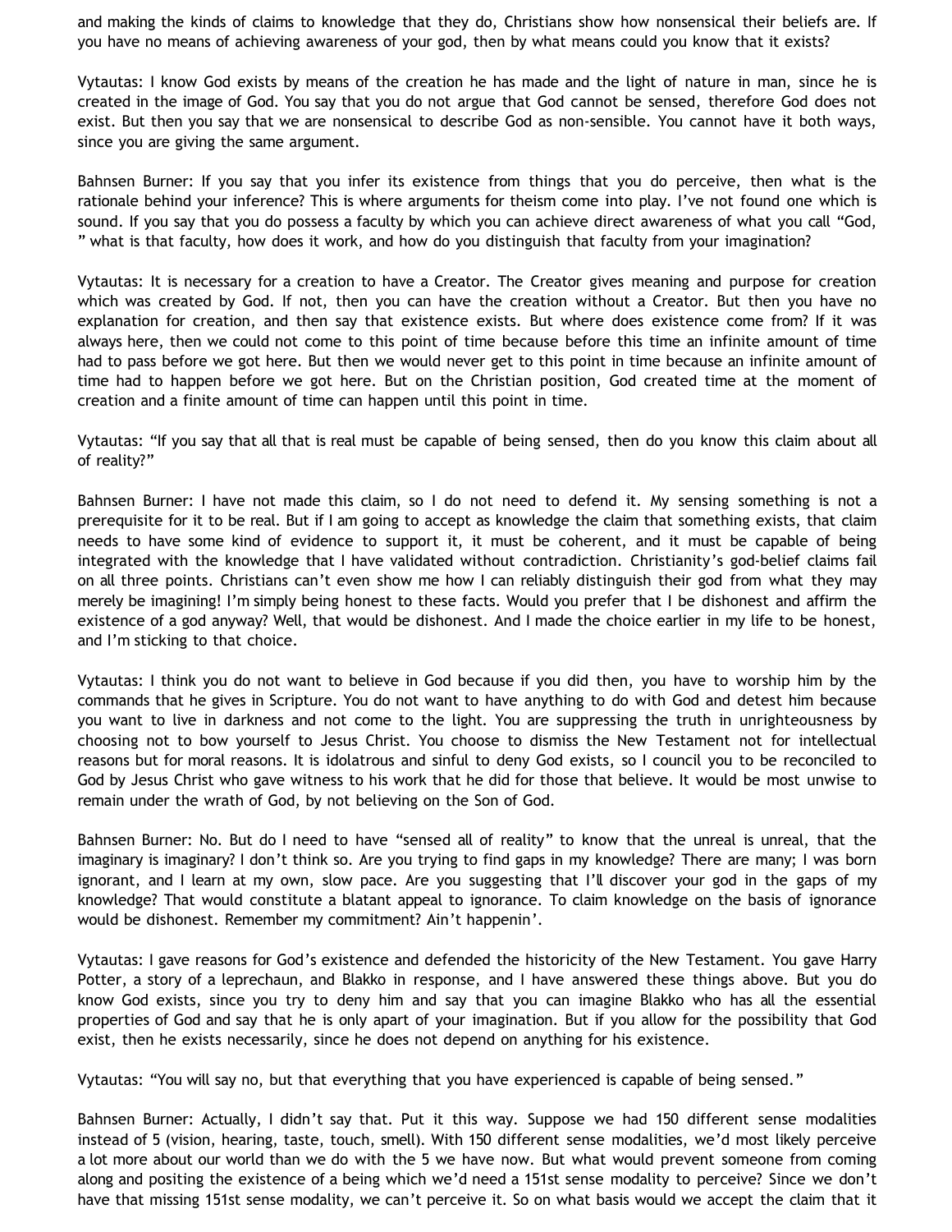and making the kinds of claims to knowledge that they do, Christians show how nonsensical their beliefs are. If you have no means of achieving awareness of your god, then by what means could you know that it exists?

Vytautas: I know God exists by means of the creation he has made and the light of nature in man, since he is created in the image of God. You say that you do not argue that God cannot be sensed, therefore God does not exist. But then you say that we are nonsensical to describe God as non-sensible. You cannot have it both ways, since you are giving the same argument.

Bahnsen Burner: If you say that you infer its existence from things that you do perceive, then what is the rationale behind your inference? This is where arguments for theism come into play. I've not found one which is sound. If you say that you do possess a faculty by which you can achieve direct awareness of what you call "God, " what is that faculty, how does it work, and how do you distinguish that faculty from your imagination?

Vytautas: It is necessary for a creation to have a Creator. The Creator gives meaning and purpose for creation which was created by God. If not, then you can have the creation without a Creator. But then you have no explanation for creation, and then say that existence exists. But where does existence come from? If it was always here, then we could not come to this point of time because before this time an infinite amount of time had to pass before we got here. But then we would never get to this point in time because an infinite amount of time had to happen before we got here. But on the Christian position, God created time at the moment of creation and a finite amount of time can happen until this point in time.

Vytautas: "If you say that all that is real must be capable of being sensed, then do you know this claim about all of reality?"

Bahnsen Burner: I have not made this claim, so I do not need to defend it. My sensing something is not a prerequisite for it to be real. But if I am going to accept as knowledge the claim that something exists, that claim needs to have some kind of evidence to support it, it must be coherent, and it must be capable of being integrated with the knowledge that I have validated without contradiction. Christianity's god-belief claims fail on all three points. Christians can't even show me how I can reliably distinguish their god from what they may merely be imagining! I'm simply being honest to these facts. Would you prefer that I be dishonest and affirm the existence of a god anyway? Well, that would be dishonest. And I made the choice earlier in my life to be honest, and I'm sticking to that choice.

Vytautas: I think you do not want to believe in God because if you did then, you have to worship him by the commands that he gives in Scripture. You do not want to have anything to do with God and detest him because you want to live in darkness and not come to the light. You are suppressing the truth in unrighteousness by choosing not to bow yourself to Jesus Christ. You choose to dismiss the New Testament not for intellectual reasons but for moral reasons. It is idolatrous and sinful to deny God exists, so I council you to be reconciled to God by Jesus Christ who gave witness to his work that he did for those that believe. It would be most unwise to remain under the wrath of God, by not believing on the Son of God.

Bahnsen Burner: No. But do I need to have "sensed all of reality" to know that the unreal is unreal, that the imaginary is imaginary? I don't think so. Are you trying to find gaps in my knowledge? There are many; I was born ignorant, and I learn at my own, slow pace. Are you suggesting that I'll discover your god in the gaps of my knowledge? That would constitute a blatant appeal to ignorance. To claim knowledge on the basis of ignorance would be dishonest. Remember my commitment? Ain't happenin'.

Vytautas: I gave reasons for God's existence and defended the historicity of the New Testament. You gave Harry Potter, a story of a leprechaun, and Blakko in response, and I have answered these things above. But you do know God exists, since you try to deny him and say that you can imagine Blakko who has all the essential properties of God and say that he is only apart of your imagination. But if you allow for the possibility that God exist, then he exists necessarily, since he does not depend on anything for his existence.

Vytautas: "You will say no, but that everything that you have experienced is capable of being sensed."

Bahnsen Burner: Actually, I didn't say that. Put it this way. Suppose we had 150 different sense modalities instead of 5 (vision, hearing, taste, touch, smell). With 150 different sense modalities, we'd most likely perceive a lot more about our world than we do with the 5 we have now. But what would prevent someone from coming along and positing the existence of a being which we'd need a 151st sense modality to perceive? Since we don't have that missing 151st sense modality, we can't perceive it. So on what basis would we accept the claim that it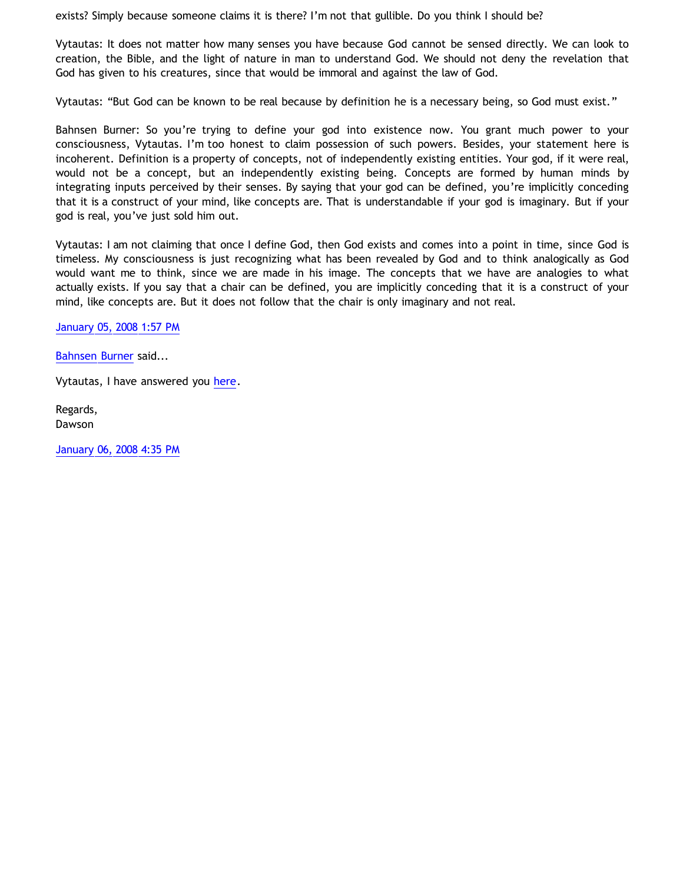exists? Simply because someone claims it is there? I'm not that gullible. Do you think I should be?

Vytautas: It does not matter how many senses you have because God cannot be sensed directly. We can look to creation, the Bible, and the light of nature in man to understand God. We should not deny the revelation that God has given to his creatures, since that would be immoral and against the law of God.

Vytautas: "But God can be known to be real because by definition he is a necessary being, so God must exist."

Bahnsen Burner: So you're trying to define your god into existence now. You grant much power to your consciousness, Vytautas. I'm too honest to claim possession of such powers. Besides, your statement here is incoherent. Definition is a property of concepts, not of independently existing entities. Your god, if it were real, would not be a concept, but an independently existing being. Concepts are formed by human minds by integrating inputs perceived by their senses. By saying that your god can be defined, you're implicitly conceding that it is a construct of your mind, like concepts are. That is understandable if your god is imaginary. But if your god is real, you've just sold him out.

Vytautas: I am not claiming that once I define God, then God exists and comes into a point in time, since God is timeless. My consciousness is just recognizing what has been revealed by God and to think analogically as God would want me to think, since we are made in his image. The concepts that we have are analogies to what actually exists. If you say that a chair can be defined, you are implicitly conceding that it is a construct of your mind, like concepts are. But it does not follow that the chair is only imaginary and not real.

January 05, 2008 1:57 PM

Bahnsen Burner said...

Vytautas, I have answered you here.

Regards,
Dawson

January 06, 2008 4:35 PM